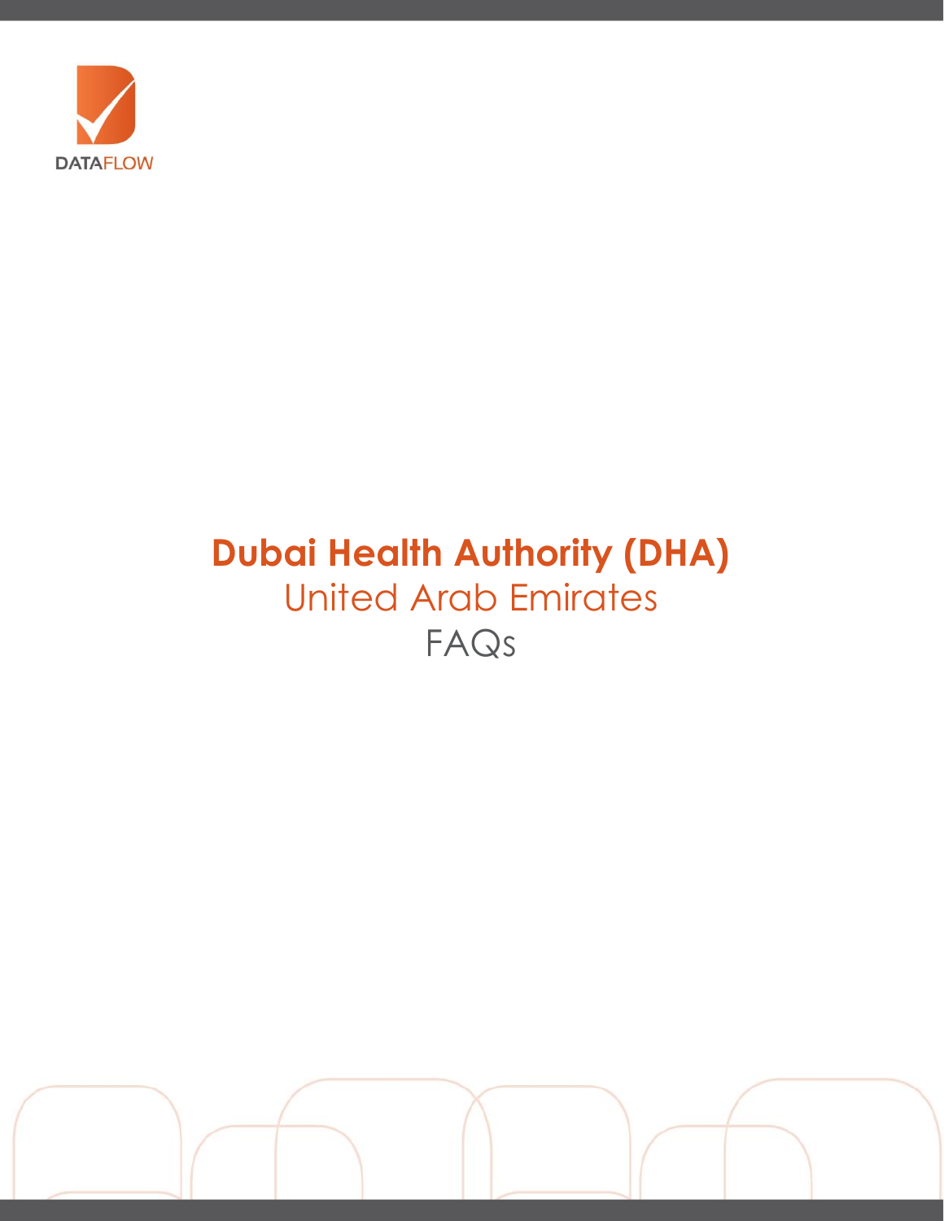DATAFLOW

# Dubai Health Authority (DHA)

## United Arab Emirates

## FAQs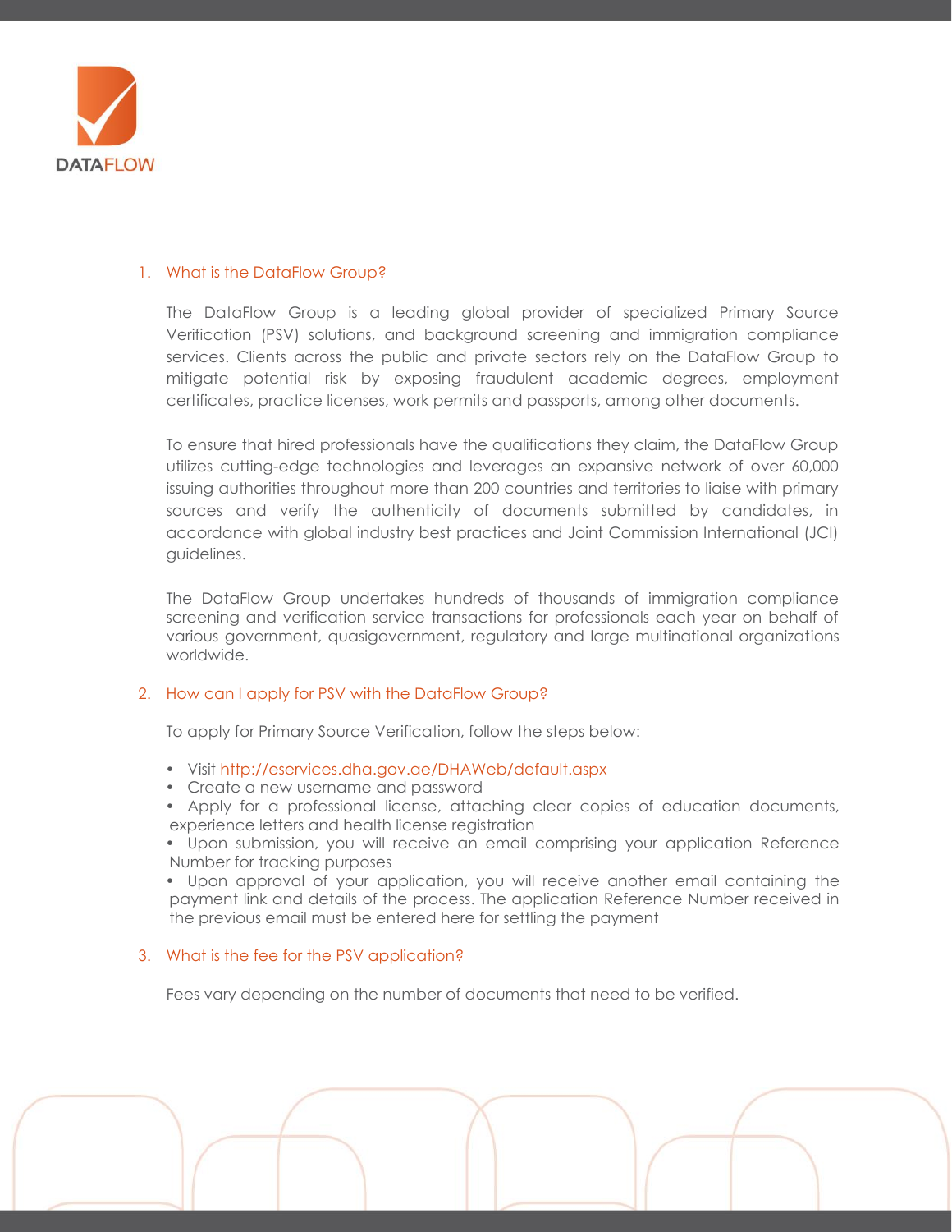DATAFLOW

1. What is the DataFlow Group?

   The DataFlow Group is a leading global provider of specialized Primary Source Verification (PSV) solutions, and background screening and immigration compliance services. Clients across the public and private sectors rely on the DataFlow Group to mitigate potential risk by exposing fraudulent academic degrees, employment certificates, practice licenses, work permits and passports, among other documents.

   To ensure that hired professionals have the qualifications they claim, the DataFlow Group utilizes cutting-edge technologies and leverages an expansive network of over 60,000 issuing authorities throughout more than 200 countries and territories to liaise with primary sources and verify the authenticity of documents submitted by candidates, in accordance with global industry best practices and Joint Commission International (JCI) guidelines.

   The DataFlow Group undertakes hundreds of thousands of immigration compliance screening and verification service transactions for professionals each year on behalf of various government, quasigovernment, regulatory and large multinational organizations worldwide.

2. How can I apply for PSV with the DataFlow Group?

   To apply for Primary Source Verification, follow the steps below:

   - Visit http://eservices.dha.gov.ae/DHAWeb/default.aspx
   - Create a new username and password
   - Apply for a professional license, attaching clear copies of education documents, experience letters and health license registration
   - Upon submission, you will receive an email comprising your application Reference Number for tracking purposes
   - Upon approval of your application, you will receive another email containing the payment link and details of the process. The application Reference Number received in the previous email must be entered here for settling the payment

3. What is the fee for the PSV application?

   Fees vary depending on the number of documents that need to be verified.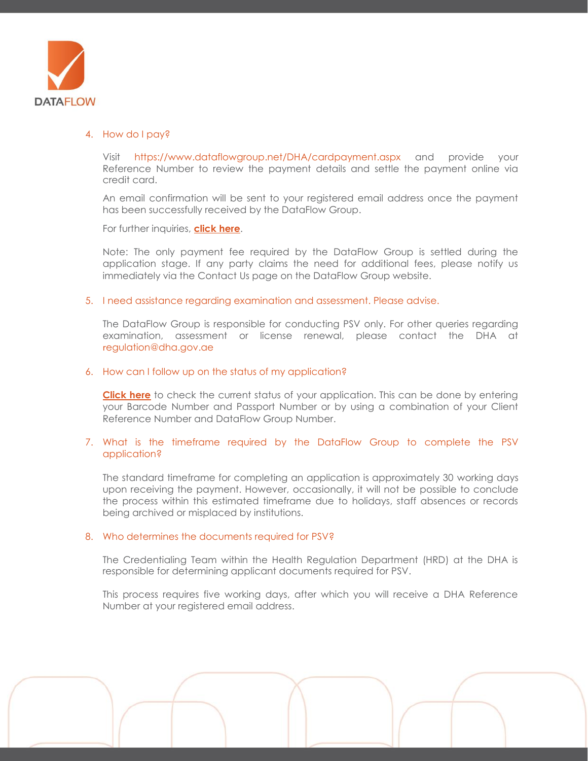4. How do I pay?

   Visit https://www.dataflowgroup.net/DHA/cardpayment.aspx and provide your Reference Number to review the payment details and settle the payment online via credit card.

   An email confirmation will be sent to your registered email address once the payment has been successfully received by the DataFlow Group.

   For further inquiries, **click here**.

   Note: The only payment fee required by the DataFlow Group is settled during the application stage. If any party claims the need for additional fees, please notify us immediately via the Contact Us page on the DataFlow Group website.

5. I need assistance regarding examination and assessment. Please advise.

   The DataFlow Group is responsible for conducting PSV only. For other queries regarding examination, assessment or license renewal, please contact the DHA at regulation@dha.gov.ae

6. How can I follow up on the status of my application?

   **Click here** to check the current status of your application. This can be done by entering your Barcode Number and Passport Number or by using a combination of your Client Reference Number and DataFlow Group Number.

7. What is the timeframe required by the DataFlow Group to complete the PSV application?

   The standard timeframe for completing an application is approximately 30 working days upon receiving the payment. However, occasionally, it will not be possible to conclude the process within this estimated timeframe due to holidays, staff absences or records being archived or misplaced by institutions.

8. Who determines the documents required for PSV?

   The Credentialing Team within the Health Regulation Department (HRD) at the DHA is responsible for determining applicant documents required for PSV.

   This process requires five working days, after which you will receive a DHA Reference Number at your registered email address.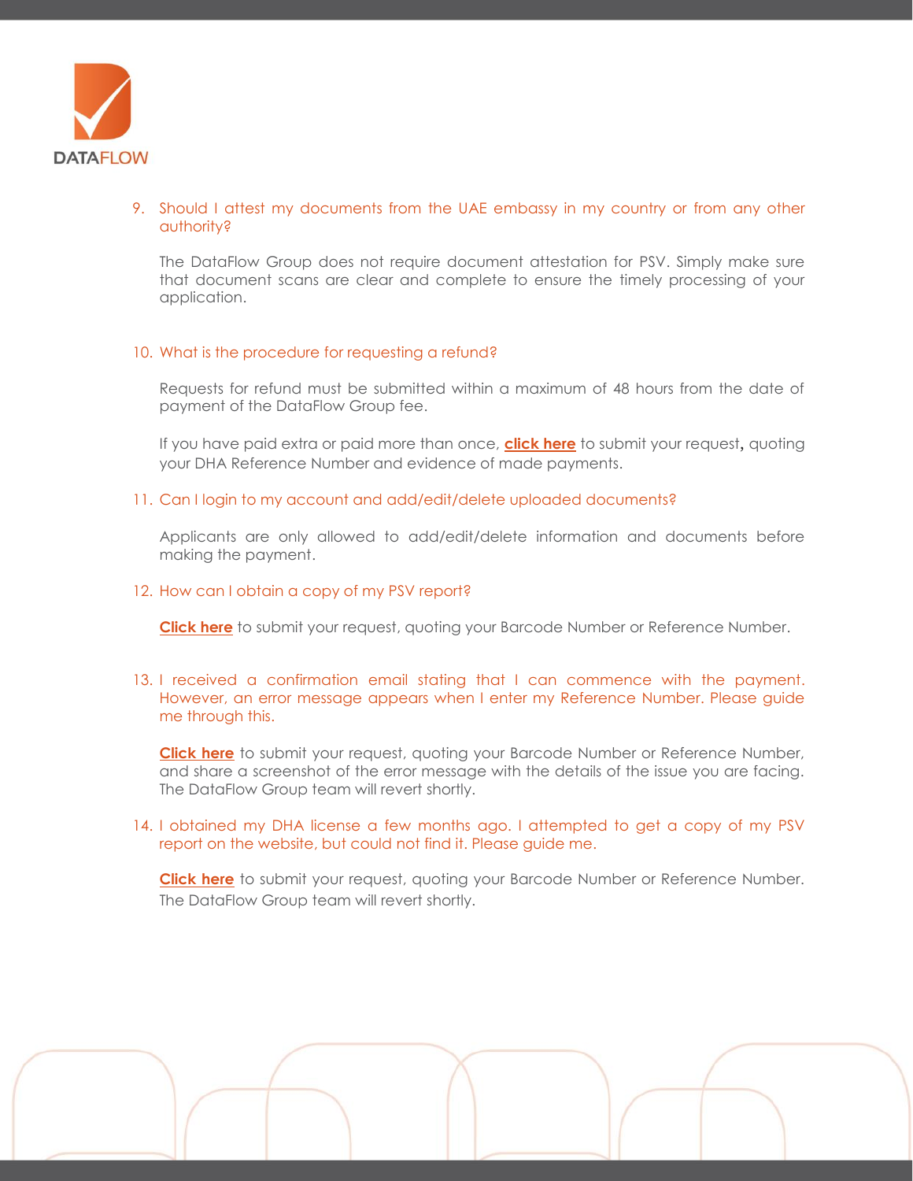9. Should I attest my documents from the UAE embassy in my country or from any other authority?

   The DataFlow Group does not require document attestation for PSV. Simply make sure that document scans are clear and complete to ensure the timely processing of your application.

10. What is the procedure for requesting a refund?

    Requests for refund must be submitted within a maximum of 48 hours from the date of payment of the DataFlow Group fee.

    If you have paid extra or paid more than once, **click here** to submit your request**,** quoting your DHA Reference Number and evidence of made payments.

11. Can I login to my account and add/edit/delete uploaded documents?

    Applicants are only allowed to add/edit/delete information and documents before making the payment.

12. How can I obtain a copy of my PSV report?

    **Click here** to submit your request, quoting your Barcode Number or Reference Number.

13. I received a confirmation email stating that I can commence with the payment. However, an error message appears when I enter my Reference Number. Please guide me through this.

    **Click here** to submit your request, quoting your Barcode Number or Reference Number, and share a screenshot of the error message with the details of the issue you are facing. The DataFlow Group team will revert shortly.

14. I obtained my DHA license a few months ago. I attempted to get a copy of my PSV report on the website, but could not find it. Please guide me.

    **Click here** to submit your request, quoting your Barcode Number or Reference Number. The DataFlow Group team will revert shortly.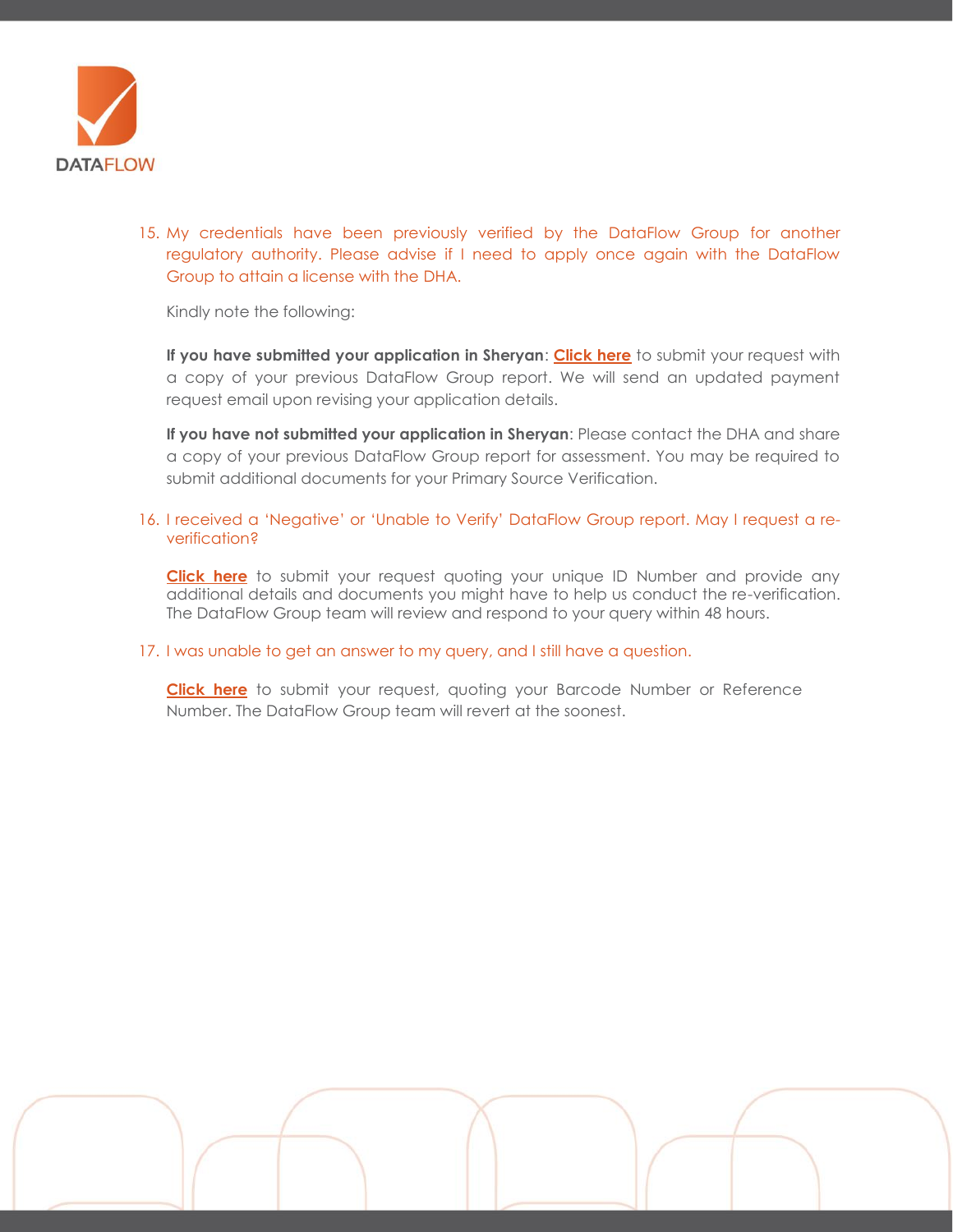15. My credentials have been previously verified by the DataFlow Group for another regulatory authority. Please advise if I need to apply once again with the DataFlow Group to attain a license with the DHA.

    Kindly note the following:

    **If you have submitted your application in Sheryan**: **Click here** to submit your request with a copy of your previous DataFlow Group report. We will send an updated payment request email upon revising your application details.

    **If you have not submitted your application in Sheryan**: Please contact the DHA and share a copy of your previous DataFlow Group report for assessment. You may be required to submit additional documents for your Primary Source Verification.

16. I received a 'Negative' or 'Unable to Verify' DataFlow Group report. May I request a re-verification?

    **Click here** to submit your request quoting your unique ID Number and provide any additional details and documents you might have to help us conduct the re-verification. The DataFlow Group team will review and respond to your query within 48 hours.

17. I was unable to get an answer to my query, and I still have a question.

    **Click here** to submit your request, quoting your Barcode Number or Reference Number. The DataFlow Group team will revert at the soonest.